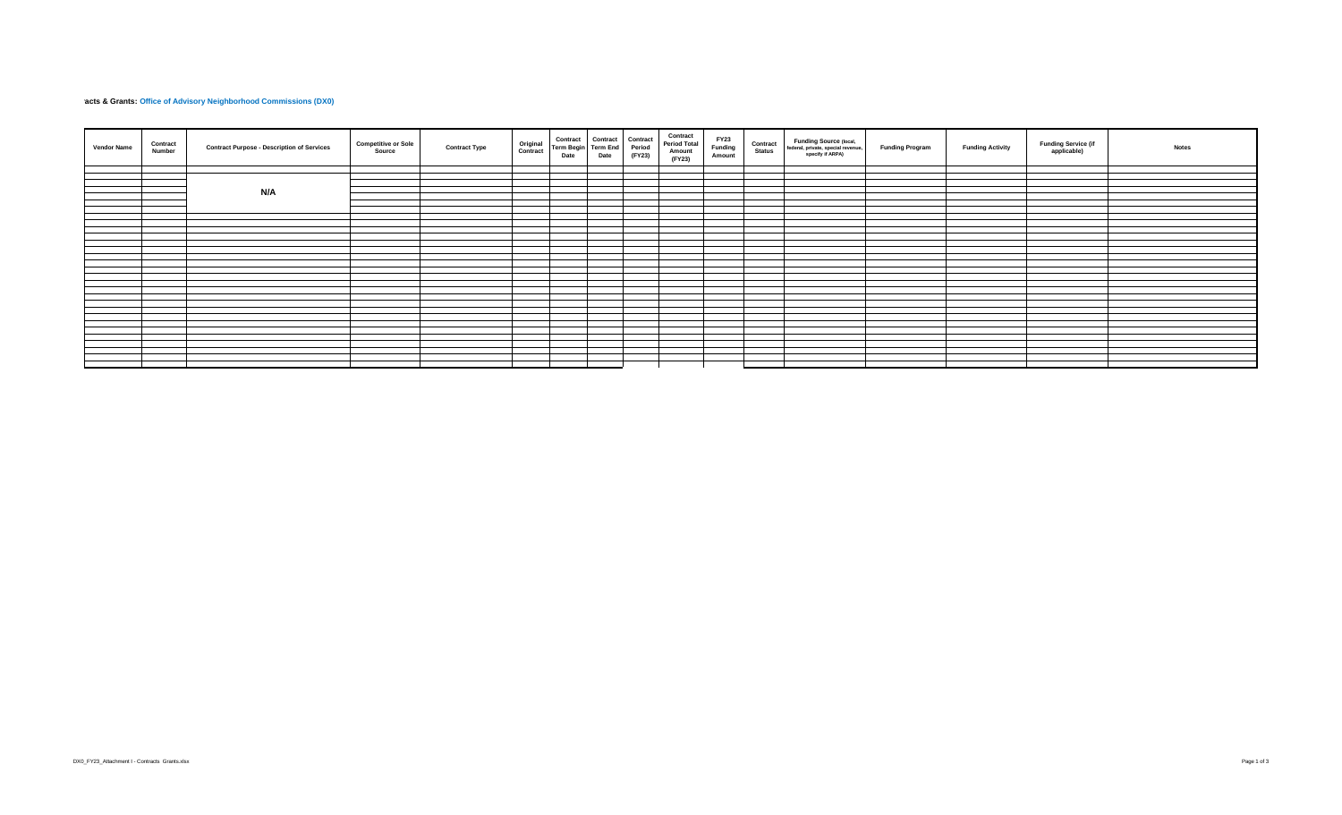acts & Grants: **Office of Advisory Neighborhood Commissions (DX0)**

| Vendor Name | Contract Number | Contract Purpose - Description of Services | Competitive or Sole Source | Contract Type | Original Contract | Contract Term Begin Date | Contract Term End Date | Contract Period (FY23) | Contract Period Total Amount (FY23) | FY23 Funding Amount | Contract Status | Funding Source (local, federal, private, special revenue, specify if ARPA) | Funding Program | Funding Activity | Funding Service (if applicable) | Notes |
|---|---|---|---|---|---|---|---|---|---|---|---|---|---|---|---|---|
| | | N/A | | | | | | | | | | | | | | |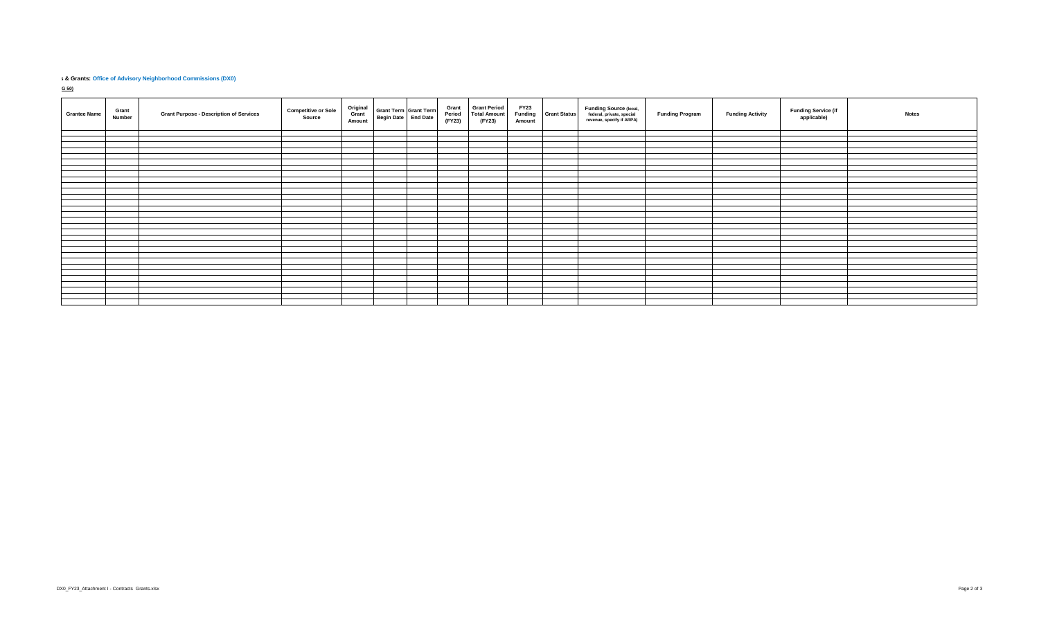**s & Grants: Office of Advisory Neighborhood Commissions (DX0)**

**G 50)**

| Grantee Name | Grant Number | Grant Purpose - Description of Services | Competitive or Sole Source | Original Grant Amount | Grant Term Begin Date | Grant Term End Date | Grant Period (FY23) | Grant Period Total Amount (FY23) | FY23 Funding Amount | Grant Status | Funding Source (local, federal, private, special revenue, specify if ARPA) | Funding Program | Funding Activity | Funding Service (if applicable) | Notes |
|---|---|---|---|---|---|---|---|---|---|---|---|---|---|---|---|
| | | | | | | | | | | | | | | | |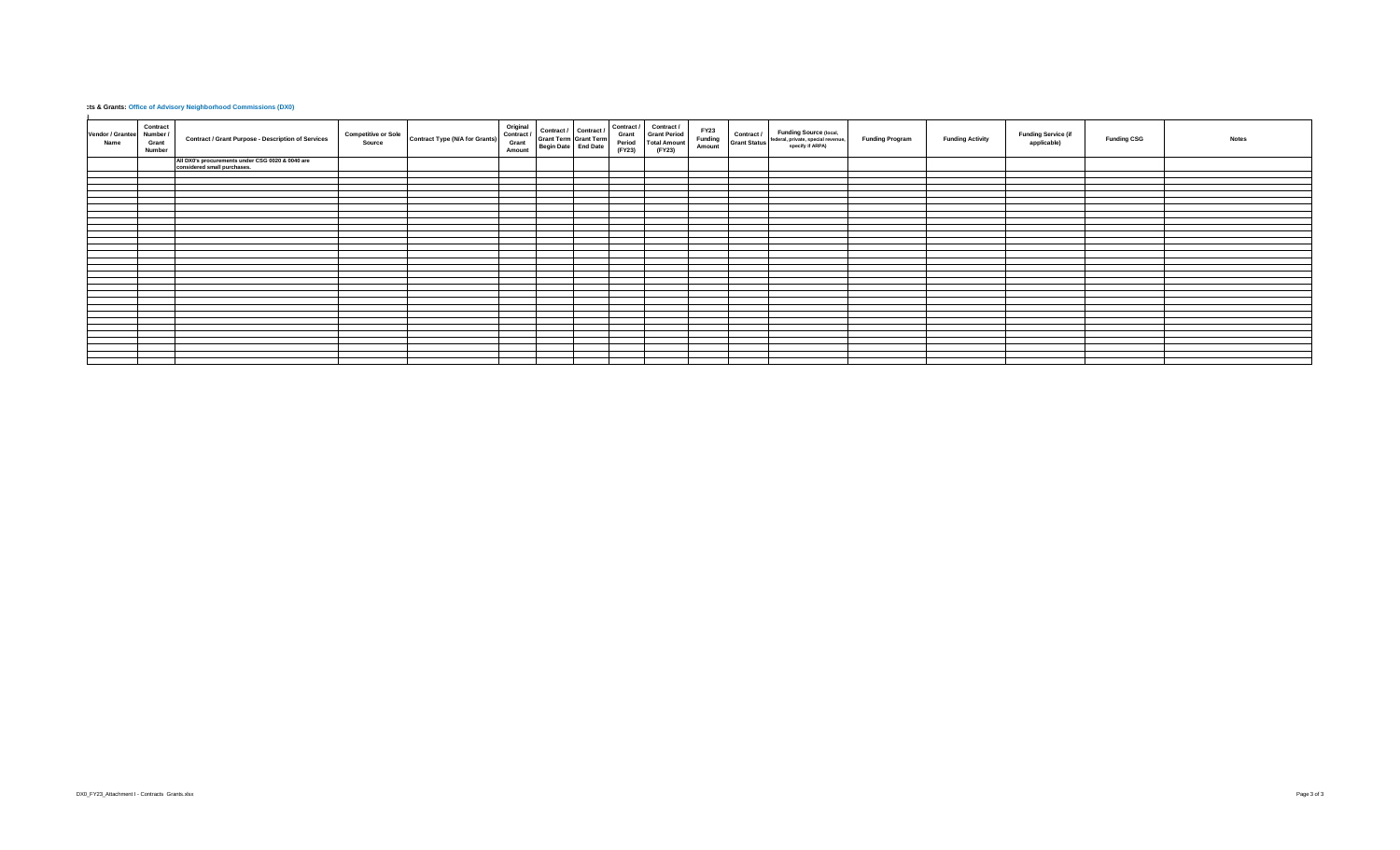cts & Grants: Office of Advisory Neighborhood Commissions (DX0)

| Vendor / Grantee Name | Contract Number / Grant Number | Contract / Grant Purpose - Description of Services | Competitive or Sole Source | Contract Type (N/A for Grants) | Original Contract / Grant Amount | Contract / Grant Term Begin Date | Contract / Grant Term End Date | Contract / Grant Period (FY23) | Contract / Grant Period Total Amount (FY23) | FY23 Funding Amount | Contract / Grant Status | Funding Source (local, federal, private, special revenue, specify if ARPA) | Funding Program | Funding Activity | Funding Service (if applicable) | Funding CSG | Notes |
|---|---|---|---|---|---|---|---|---|---|---|---|---|---|---|---|---|---|
| | | All DX0's procurements under CSG 0020 & 0040 are considered small purchases. | | | | | | | | | | | | | | | |